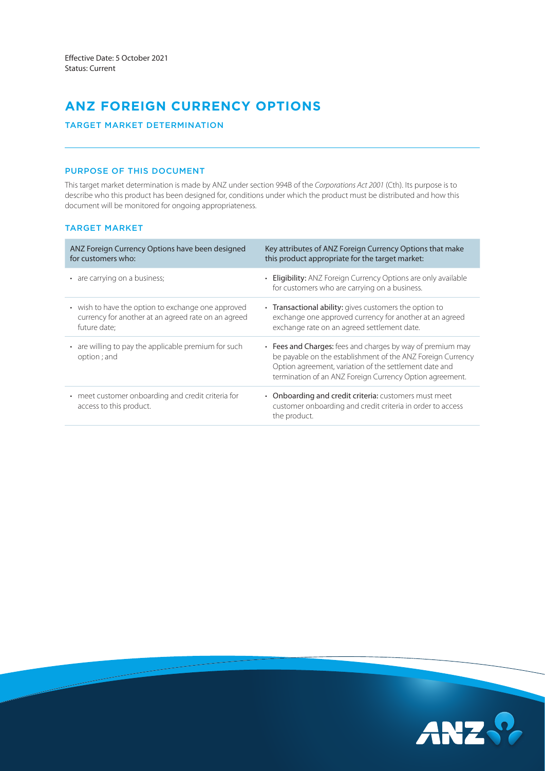Effective Date: 5 October 2021
Status: Current

# ANZ FOREIGN CURRENCY OPTIONS

## TARGET MARKET DETERMINATION

### PURPOSE OF THIS DOCUMENT

This target market determination is made by ANZ under section 994B of the *Corporations Act 2001* (Cth). Its purpose is to describe who this product has been designed for, conditions under which the product must be distributed and how this document will be monitored for ongoing appropriateness.

### TARGET MARKET

| ANZ Foreign Currency Options have been designed for customers who: | Key attributes of ANZ Foreign Currency Options that make this product appropriate for the target market: |
|---|---|
| • are carrying on a business; | • **Eligibility:** ANZ Foreign Currency Options are only available for customers who are carrying on a business. |
| • wish to have the option to exchange one approved currency for another at an agreed rate on an agreed future date; | • **Transactional ability:** gives customers the option to exchange one approved currency for another at an agreed exchange rate on an agreed settlement date. |
| • are willing to pay the applicable premium for such option ; and | • **Fees and Charges:** fees and charges by way of premium may be payable on the establishment of the ANZ Foreign Currency Option agreement, variation of the settlement date and termination of an ANZ Foreign Currency Option agreement. |
| • meet customer onboarding and credit criteria for access to this product. | • **Onboarding and credit criteria:** customers must meet customer onboarding and credit criteria in order to access the product. |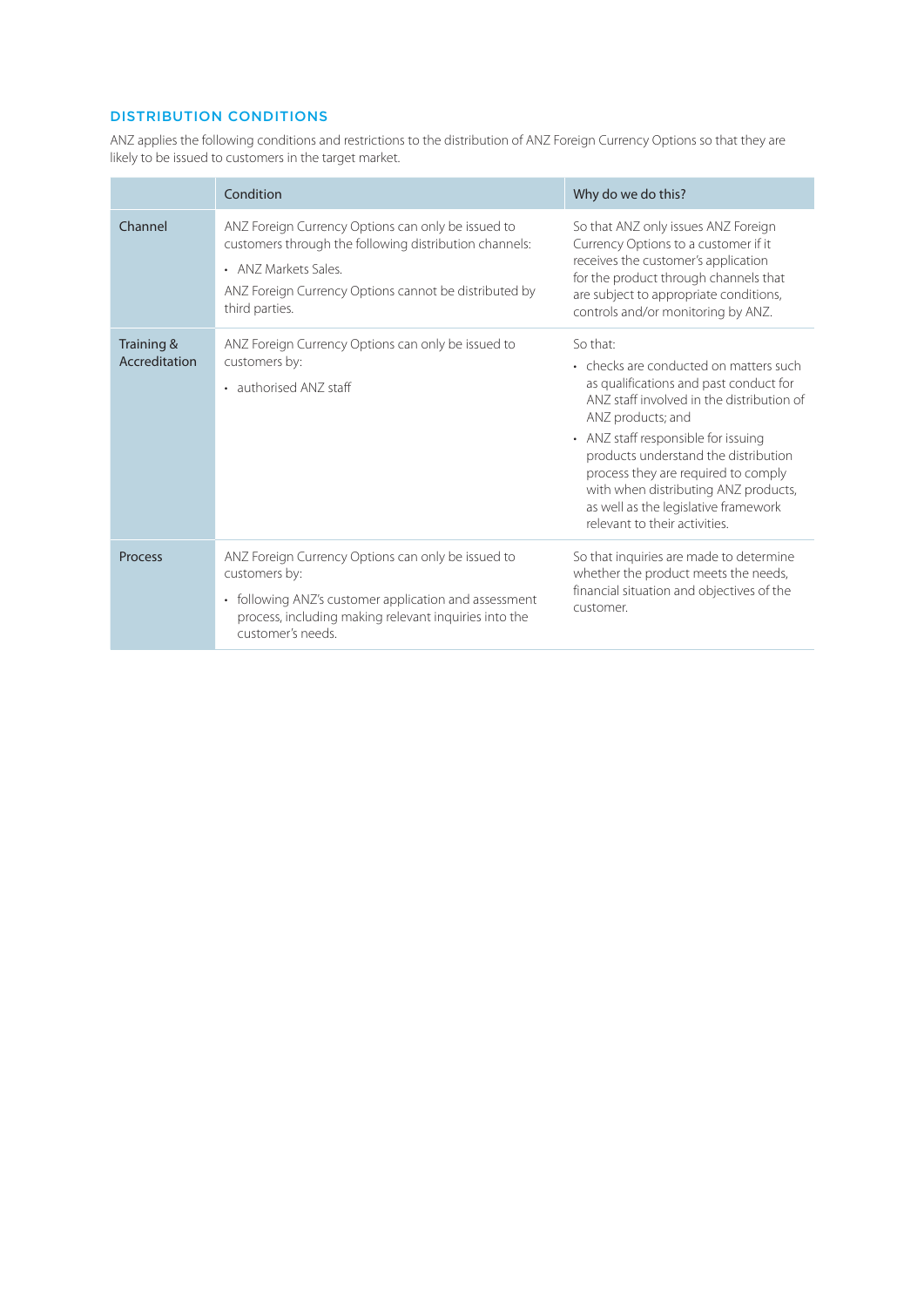## DISTRIBUTION CONDITIONS

ANZ applies the following conditions and restrictions to the distribution of ANZ Foreign Currency Options so that they are likely to be issued to customers in the target market.

| | Condition | Why do we do this? |
|---|---|---|
| Channel | ANZ Foreign Currency Options can only be issued to customers through the following distribution channels:<br>• ANZ Markets Sales.<br>ANZ Foreign Currency Options cannot be distributed by third parties. | So that ANZ only issues ANZ Foreign Currency Options to a customer if it receives the customer's application for the product through channels that are subject to appropriate conditions, controls and/or monitoring by ANZ. |
| Training & Accreditation | ANZ Foreign Currency Options can only be issued to customers by:<br>• authorised ANZ staff | So that:<br>• checks are conducted on matters such as qualifications and past conduct for ANZ staff involved in the distribution of ANZ products; and<br>• ANZ staff responsible for issuing products understand the distribution process they are required to comply with when distributing ANZ products, as well as the legislative framework relevant to their activities. |
| Process | ANZ Foreign Currency Options can only be issued to customers by:<br>• following ANZ's customer application and assessment process, including making relevant inquiries into the customer's needs. | So that inquiries are made to determine whether the product meets the needs, financial situation and objectives of the customer. |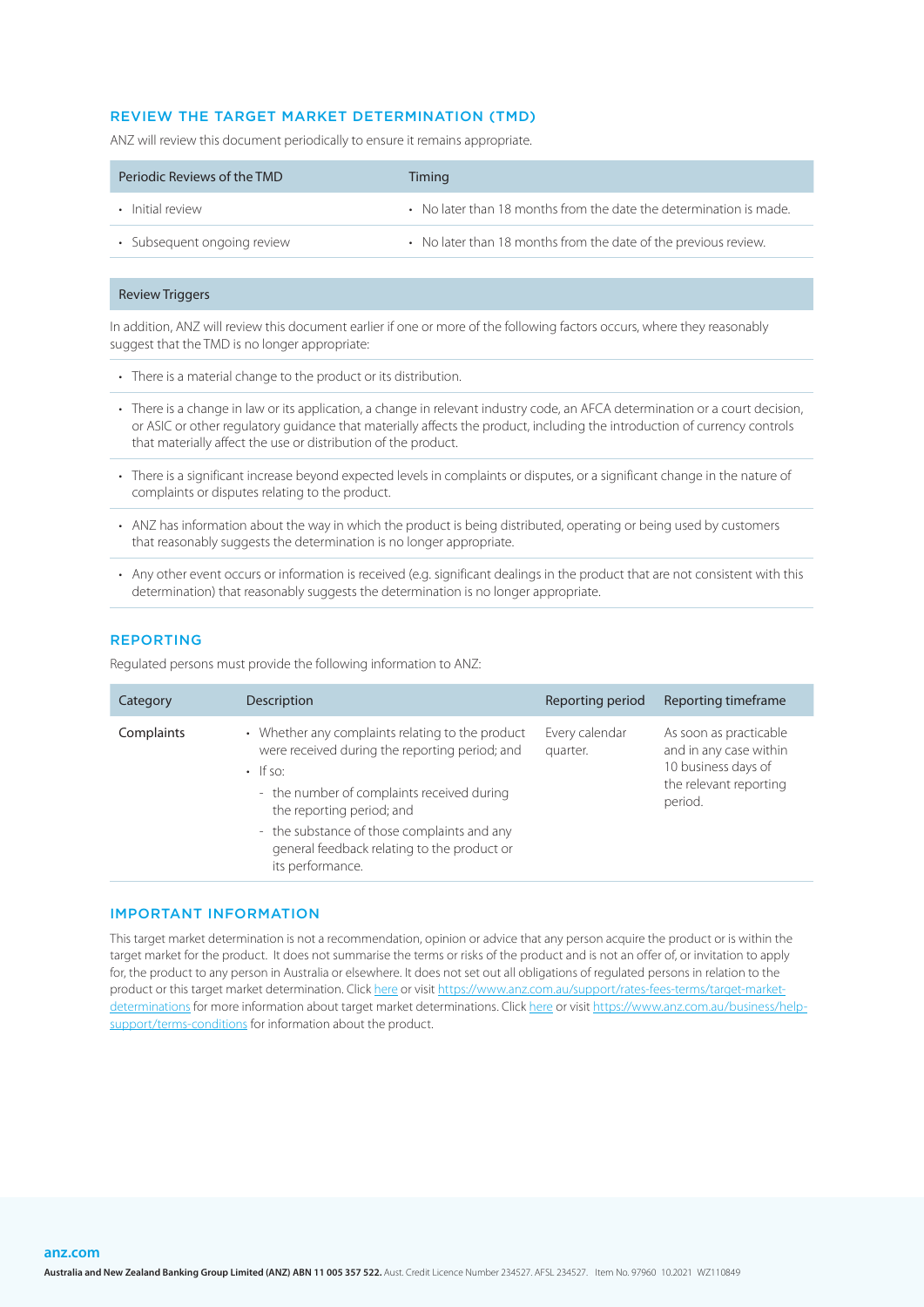## REVIEW THE TARGET MARKET DETERMINATION (TMD)

ANZ will review this document periodically to ensure it remains appropriate.

| Periodic Reviews of the TMD | Timing |
|---|---|
| • Initial review | • No later than 18 months from the date the determination is made. |
| • Subsequent ongoing review | • No later than 18 months from the date of the previous review. |

### Review Triggers

In addition, ANZ will review this document earlier if one or more of the following factors occurs, where they reasonably suggest that the TMD is no longer appropriate:

- There is a material change to the product or its distribution.
- There is a change in law or its application, a change in relevant industry code, an AFCA determination or a court decision, or ASIC or other regulatory guidance that materially affects the product, including the introduction of currency controls that materially affect the use or distribution of the product.
- There is a significant increase beyond expected levels in complaints or disputes, or a significant change in the nature of complaints or disputes relating to the product.
- ANZ has information about the way in which the product is being distributed, operating or being used by customers that reasonably suggests the determination is no longer appropriate.
- Any other event occurs or information is received (e.g. significant dealings in the product that are not consistent with this determination) that reasonably suggests the determination is no longer appropriate.

## REPORTING

Regulated persons must provide the following information to ANZ:

| Category | Description | Reporting period | Reporting timeframe |
|---|---|---|---|
| Complaints | • Whether any complaints relating to the product were received during the reporting period; and<br>• If so:<br>- the number of complaints received during the reporting period; and<br>- the substance of those complaints and any general feedback relating to the product or its performance. | Every calendar quarter. | As soon as practicable and in any case within 10 business days of the relevant reporting period. |

## IMPORTANT INFORMATION

This target market determination is not a recommendation, opinion or advice that any person acquire the product or is within the target market for the product. It does not summarise the terms or risks of the product and is not an offer of, or invitation to apply for, the product to any person in Australia or elsewhere. It does not set out all obligations of regulated persons in relation to the product or this target market determination. Click here or visit https://www.anz.com.au/support/rates-fees-terms/target-market-determinations for more information about target market determinations. Click here or visit https://www.anz.com.au/business/help-support/terms-conditions for information about the product.

anz.com

**Australia and New Zealand Banking Group Limited (ANZ) ABN 11 005 357 522.** Aust. Credit Licence Number 234527. AFSL 234527. Item No. 97960 10.2021 WZ110849